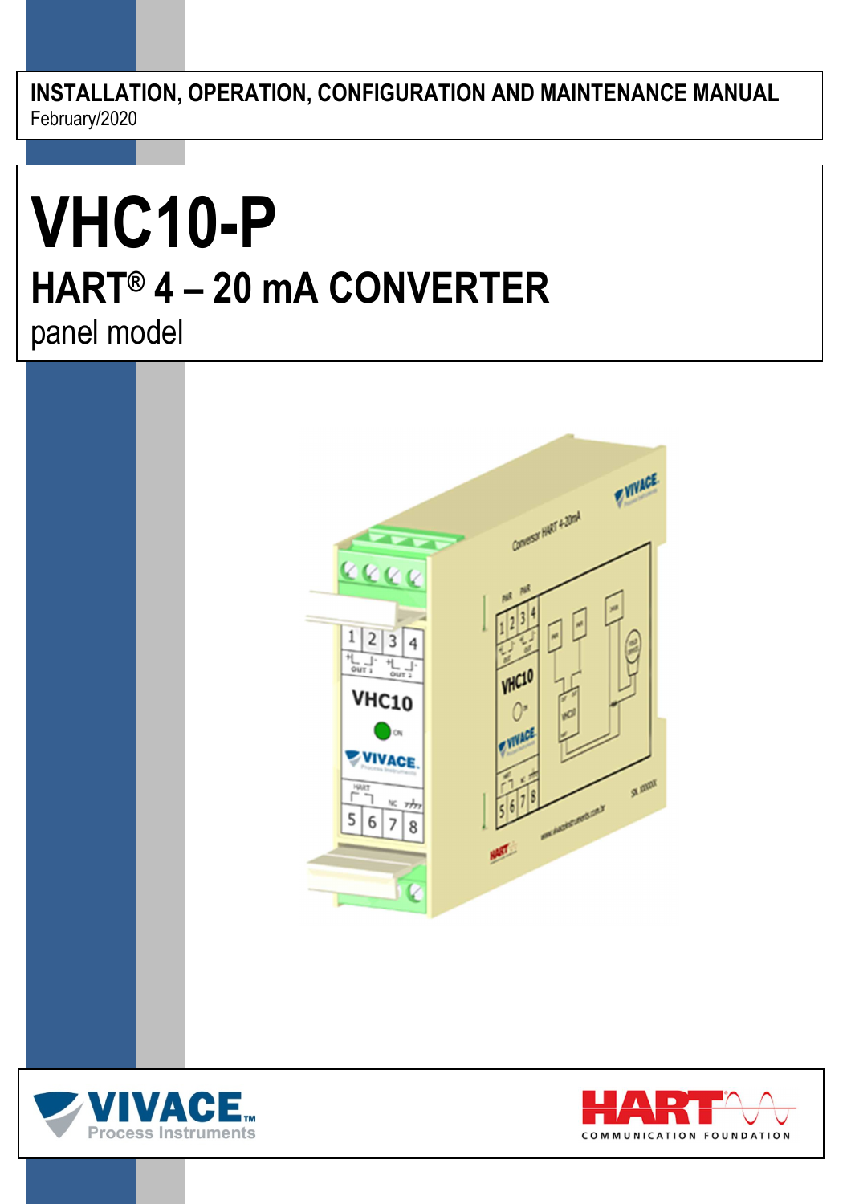**INSTALLATION, OPERATION, CONFIGURATION AND MAINTENANCE MANUAL**

February/2020

# VHC10-P

## HART® 4 – 20 mA CONVERTER

panel model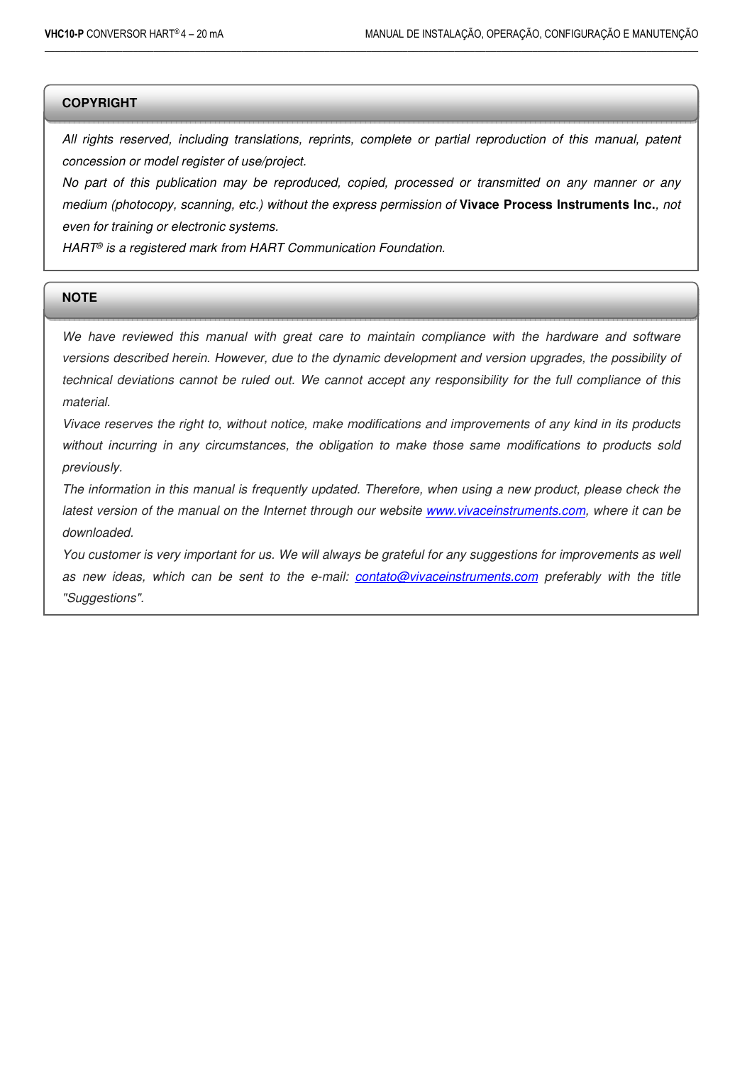## COPYRIGHT

*All rights reserved, including translations, reprints, complete or partial reproduction of this manual, patent concession or model register of use/project.*

*No part of this publication may be reproduced, copied, processed or transmitted on any manner or any medium (photocopy, scanning, etc.) without the express permission of* **Vivace Process Instruments Inc.**, *not even for training or electronic systems.*

*HART® is a registered mark from HART Communication Foundation.*

## NOTE

*We have reviewed this manual with great care to maintain compliance with the hardware and software versions described herein. However, due to the dynamic development and version upgrades, the possibility of technical deviations cannot be ruled out. We cannot accept any responsibility for the full compliance of this material.*

*Vivace reserves the right to, without notice, make modifications and improvements of any kind in its products without incurring in any circumstances, the obligation to make those same modifications to products sold previously.*

*The information in this manual is frequently updated. Therefore, when using a new product, please check the latest version of the manual on the Internet through our website [www.vivaceinstruments.com](http://www.vivaceinstruments.com), where it can be downloaded.*

*You customer is very important for us. We will always be grateful for any suggestions for improvements as well as new ideas, which can be sent to the e-mail: [contato@vivaceinstruments.com](mailto:contato@vivaceinstruments.com) preferably with the title "Suggestions".*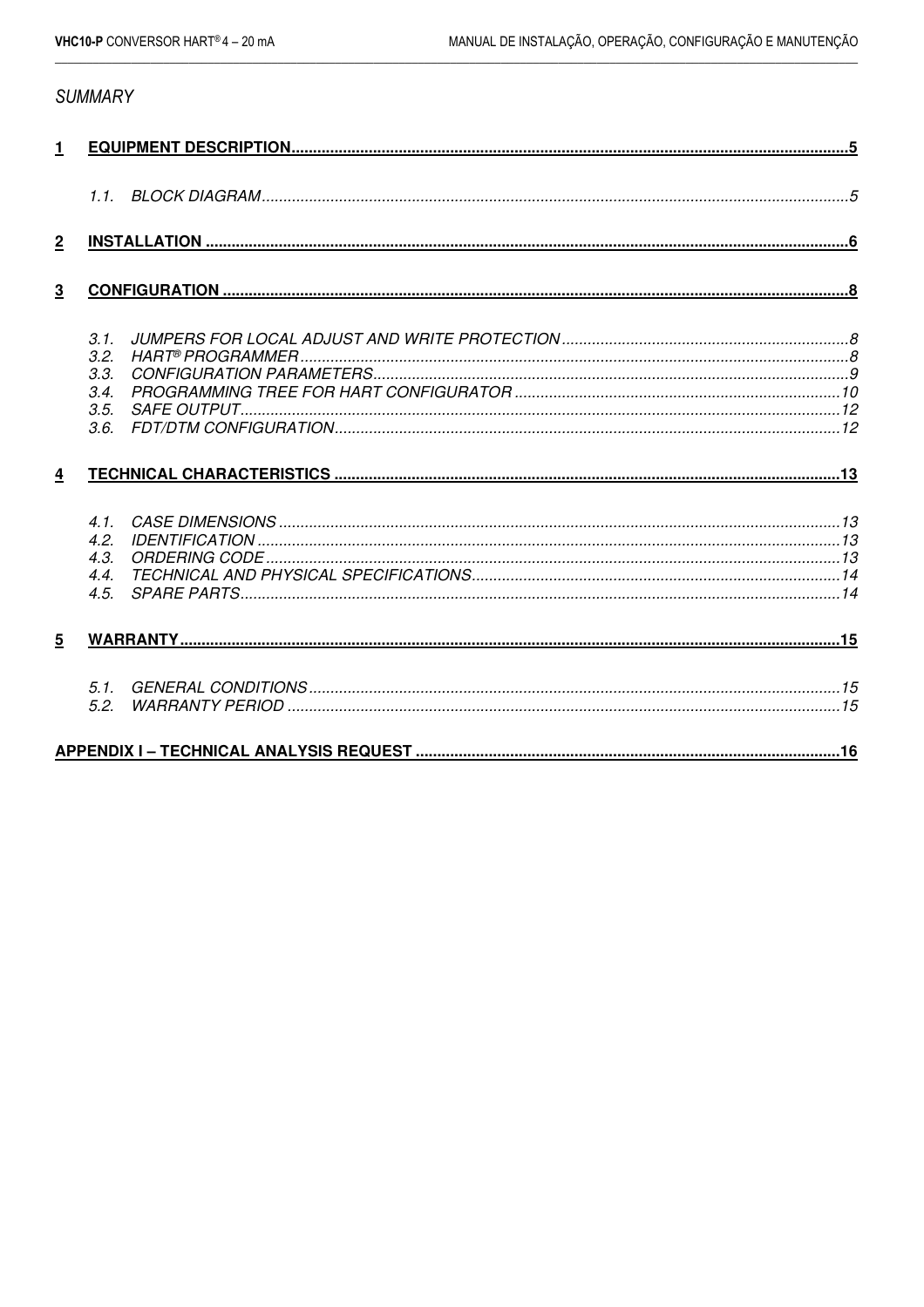*SUMMARY*

**1 EQUIPMENT DESCRIPTION.................................................................................................5**

*1.1. BLOCK DIAGRAM.................................................................................................5*

**2 INSTALLATION .................................................................................................6**

**3 CONFIGURATION .................................................................................................8**

*3.1. JUMPERS FOR LOCAL ADJUST AND WRITE PROTECTION.................................................................................................8*
*3.2. HART® PROGRAMMER.................................................................................................8*
*3.3. CONFIGURATION PARAMETERS.................................................................................................9*
*3.4. PROGRAMMING TREE FOR HART CONFIGURATOR.................................................................................................10*
*3.5. SAFE OUTPUT.................................................................................................12*
*3.6. FDT/DTM CONFIGURATION.................................................................................................12*

**4 TECHNICAL CHARACTERISTICS .................................................................................................13**

*4.1. CASE DIMENSIONS .................................................................................................13*
*4.2. IDENTIFICATION .................................................................................................13*
*4.3. ORDERING CODE.................................................................................................13*
*4.4. TECHNICAL AND PHYSICAL SPECIFICATIONS.................................................................................................14*
*4.5. SPARE PARTS.................................................................................................14*

**5 WARRANTY.................................................................................................15**

*5.1. GENERAL CONDITIONS.................................................................................................15*
*5.2. WARRANTY PERIOD .................................................................................................15*

**APPENDIX I – TECHNICAL ANALYSIS REQUEST .................................................................................................16**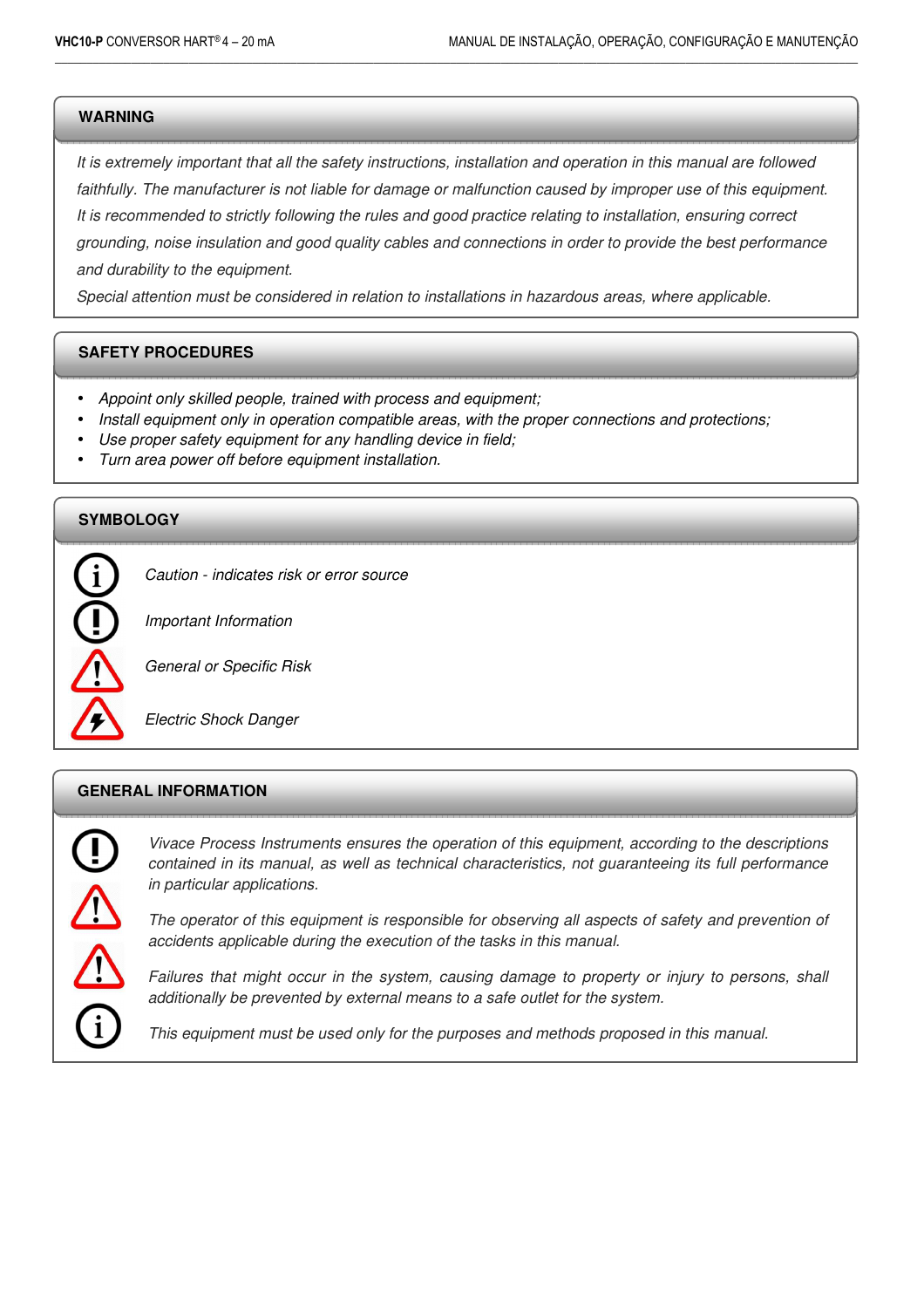## WARNING

*It is extremely important that all the safety instructions, installation and operation in this manual are followed faithfully. The manufacturer is not liable for damage or malfunction caused by improper use of this equipment. It is recommended to strictly following the rules and good practice relating to installation, ensuring correct grounding, noise insulation and good quality cables and connections in order to provide the best performance and durability to the equipment.*

*Special attention must be considered in relation to installations in hazardous areas, where applicable.*

## SAFETY PROCEDURES

- *Appoint only skilled people, trained with process and equipment;*
- *Install equipment only in operation compatible areas, with the proper connections and protections;*
- *Use proper safety equipment for any handling device in field;*
- *Turn area power off before equipment installation.*

## SYMBOLOGY

*Caution - indicates risk or error source*

*Important Information*

*General or Specific Risk*

*Electric Shock Danger*

## GENERAL INFORMATION

*Vivace Process Instruments ensures the operation of this equipment, according to the descriptions contained in its manual, as well as technical characteristics, not guaranteeing its full performance in particular applications.*

*The operator of this equipment is responsible for observing all aspects of safety and prevention of accidents applicable during the execution of the tasks in this manual.*

*Failures that might occur in the system, causing damage to property or injury to persons, shall additionally be prevented by external means to a safe outlet for the system.*

*This equipment must be used only for the purposes and methods proposed in this manual.*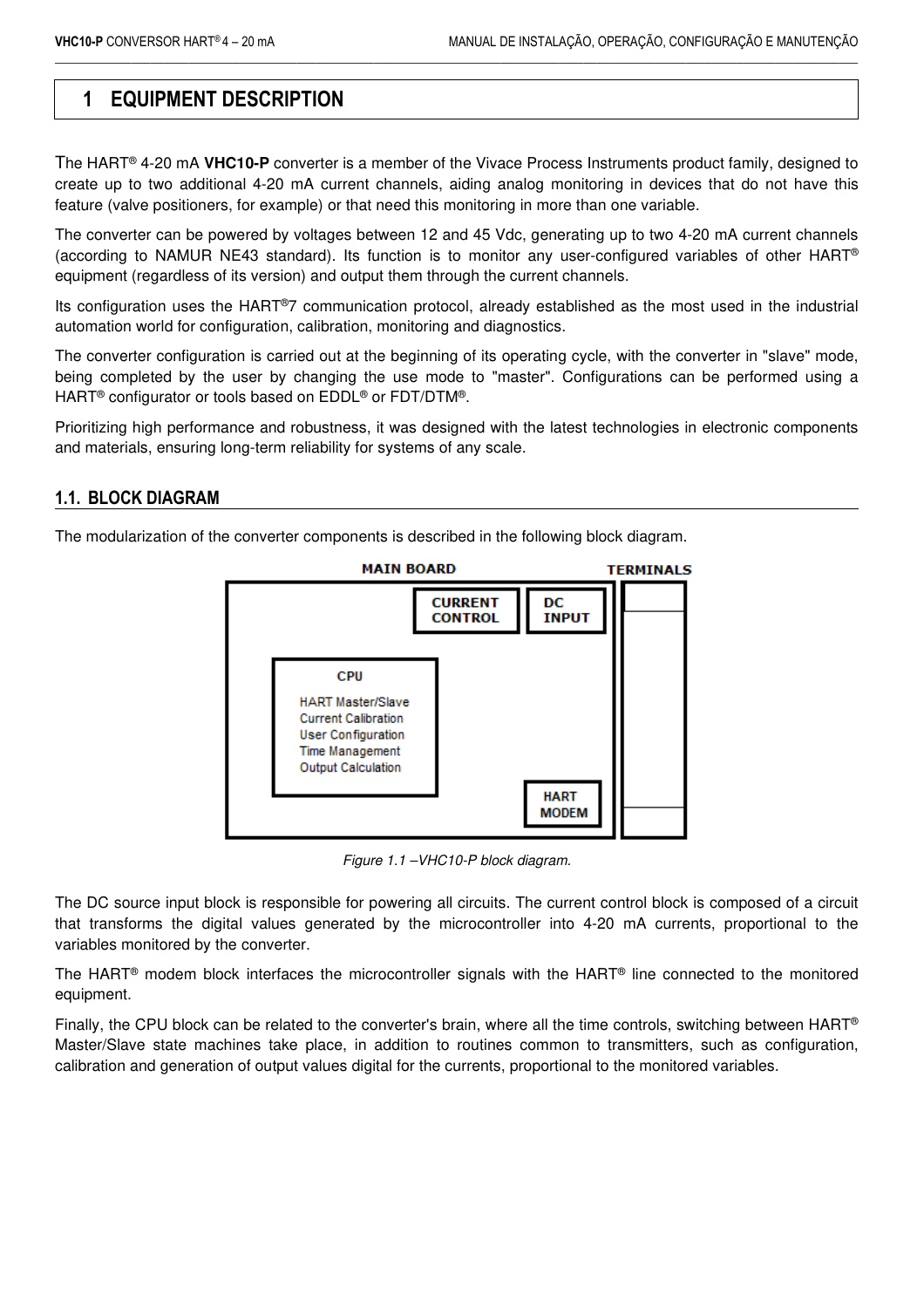# 1 EQUIPMENT DESCRIPTION

The HART® 4-20 mA **VHC10-P** converter is a member of the Vivace Process Instruments product family, designed to create up to two additional 4-20 mA current channels, aiding analog monitoring in devices that do not have this feature (valve positioners, for example) or that need this monitoring in more than one variable.

The converter can be powered by voltages between 12 and 45 Vdc, generating up to two 4-20 mA current channels (according to NAMUR NE43 standard). Its function is to monitor any user-configured variables of other HART® equipment (regardless of its version) and output them through the current channels.

Its configuration uses the HART®7 communication protocol, already established as the most used in the industrial automation world for configuration, calibration, monitoring and diagnostics.

The converter configuration is carried out at the beginning of its operating cycle, with the converter in "slave" mode, being completed by the user by changing the use mode to "master". Configurations can be performed using a HART® configurator or tools based on EDDL® or FDT/DTM®.

Prioritizing high performance and robustness, it was designed with the latest technologies in electronic components and materials, ensuring long-term reliability for systems of any scale.

## 1.1. BLOCK DIAGRAM

The modularization of the converter components is described in the following block diagram.

MAIN BOARD

TERMINALS

CURRENT CONTROL

DC INPUT

CPU

HART Master/Slave
Current Calibration
User Configuration
Time Management
Output Calculation

HART MODEM

*Figure 1.1 –VHC10-P block diagram.*

The DC source input block is responsible for powering all circuits. The current control block is composed of a circuit that transforms the digital values generated by the microcontroller into 4-20 mA currents, proportional to the variables monitored by the converter.

The HART® modem block interfaces the microcontroller signals with the HART® line connected to the monitored equipment.

Finally, the CPU block can be related to the converter's brain, where all the time controls, switching between HART® Master/Slave state machines take place, in addition to routines common to transmitters, such as configuration, calibration and generation of output values digital for the currents, proportional to the monitored variables.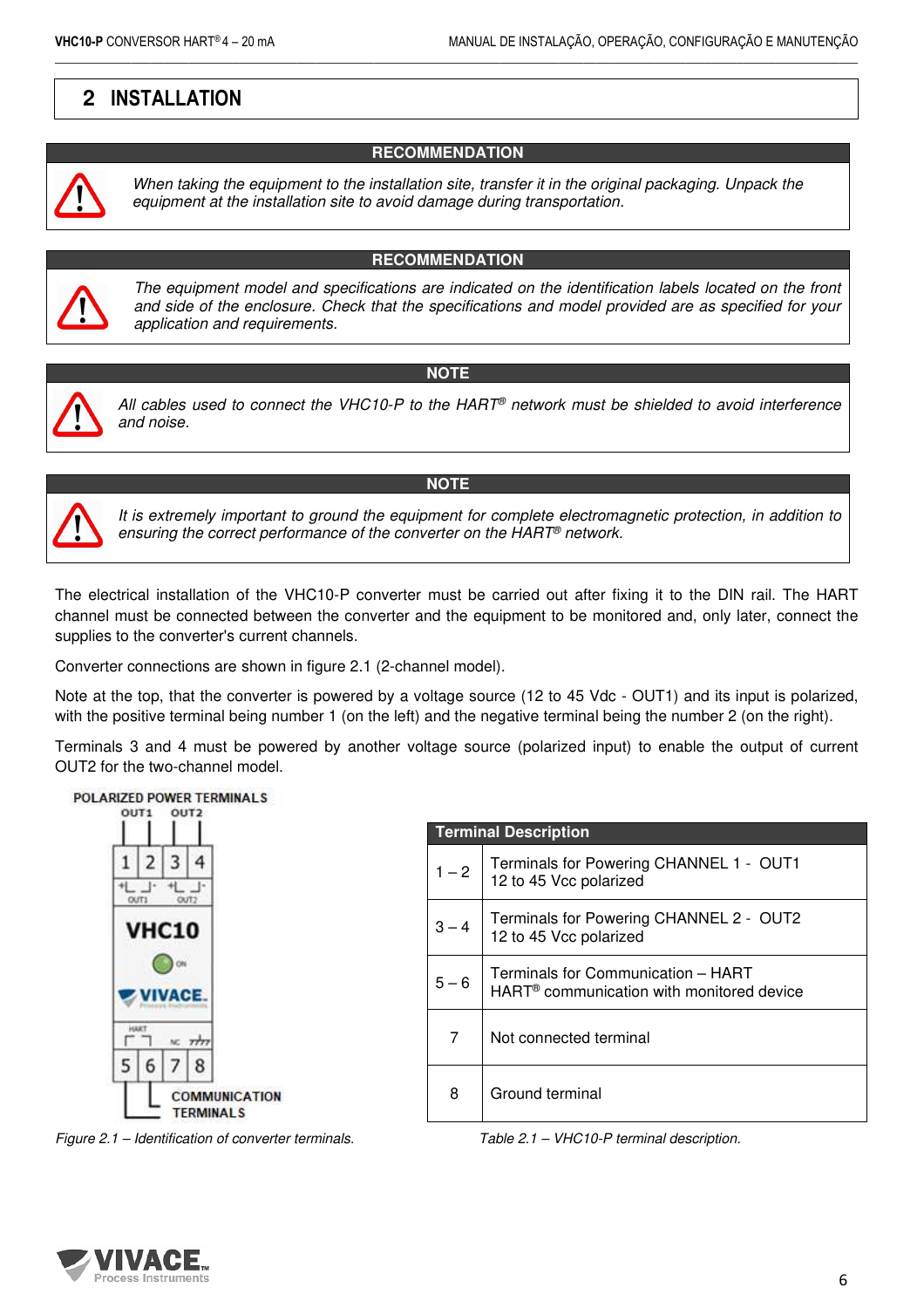# 2 INSTALLATION

**RECOMMENDATION**

*When taking the equipment to the installation site, transfer it in the original packaging. Unpack the equipment at the installation site to avoid damage during transportation.*

**RECOMMENDATION**

*The equipment model and specifications are indicated on the identification labels located on the front and side of the enclosure. Check that the specifications and model provided are as specified for your application and requirements.*

**NOTE**

*All cables used to connect the VHC10-P to the HART® network must be shielded to avoid interference and noise.*

**NOTE**

*It is extremely important to ground the equipment for complete electromagnetic protection, in addition to ensuring the correct performance of the converter on the HART® network.*

The electrical installation of the VHC10-P converter must be carried out after fixing it to the DIN rail. The HART channel must be connected between the converter and the equipment to be monitored and, only later, connect the supplies to the converter's current channels.

Converter connections are shown in figure 2.1 (2-channel model).

Note at the top, that the converter is powered by a voltage source (12 to 45 Vdc - OUT1) and its input is polarized, with the positive terminal being number 1 (on the left) and the negative terminal being the number 2 (on the right).

Terminals 3 and 4 must be powered by another voltage source (polarized input) to enable the output of current OUT2 for the two-channel model.

POLARIZED POWER TERMINALS
OUT1 OUT2
1 2 3 4
VHC10
VIVACE
5 6 7 8
COMMUNICATION TERMINALS

*Figure 2.1 – Identification of converter terminals.*

| Terminal Description | |
|---|---|
| 1 – 2 | Terminals for Powering CHANNEL 1 - OUT1<br>12 to 45 Vcc polarized |
| 3 – 4 | Terminals for Powering CHANNEL 2 - OUT2<br>12 to 45 Vcc polarized |
| 5 – 6 | Terminals for Communication – HART<br>HART® communication with monitored device |
| 7 | Not connected terminal |
| 8 | Ground terminal |

*Table 2.1 – VHC10-P terminal description.*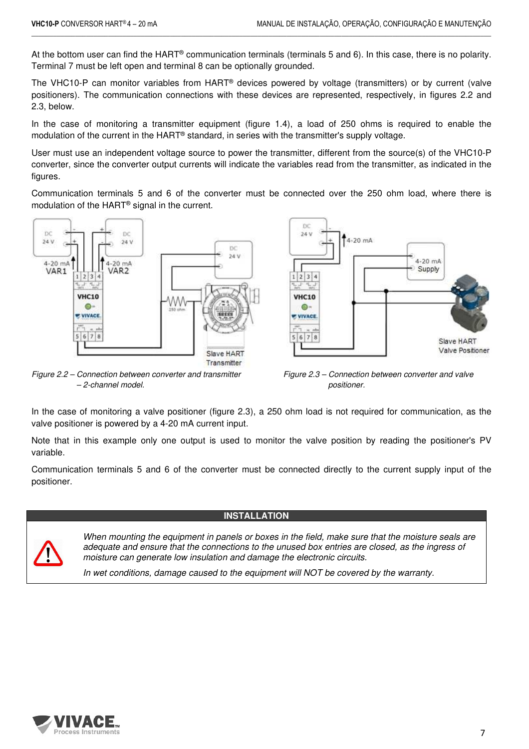At the bottom user can find the HART® communication terminals (terminals 5 and 6). In this case, there is no polarity. Terminal 7 must be left open and terminal 8 can be optionally grounded.

The VHC10-P can monitor variables from HART® devices powered by voltage (transmitters) or by current (valve positioners). The communication connections with these devices are represented, respectively, in figures 2.2 and 2.3, below.

In the case of monitoring a transmitter equipment (figure 1.4), a load of 250 ohms is required to enable the modulation of the current in the HART® standard, in series with the transmitter's supply voltage.

User must use an independent voltage source to power the transmitter, different from the source(s) of the VHC10-P converter, since the converter output currents will indicate the variables read from the transmitter, as indicated in the figures.

Communication terminals 5 and 6 of the converter must be connected over the 250 ohm load, where there is modulation of the HART® signal in the current.

*Figure 2.2 – Connection between converter and transmitter – 2-channel model.*

*Figure 2.3 – Connection between converter and valve positioner.*

In the case of monitoring a valve positioner (figure 2.3), a 250 ohm load is not required for communication, as the valve positioner is powered by a 4-20 mA current input.

Note that in this example only one output is used to monitor the valve position by reading the positioner's PV variable.

Communication terminals 5 and 6 of the converter must be connected directly to the current supply input of the positioner.

| INSTALLATION |
|---|
| *When mounting the equipment in panels or boxes in the field, make sure that the moisture seals are adequate and ensure that the connections to the unused box entries are closed, as the ingress of moisture can generate low insulation and damage the electronic circuits.* <br> *In wet conditions, damage caused to the equipment will NOT be covered by the warranty.* |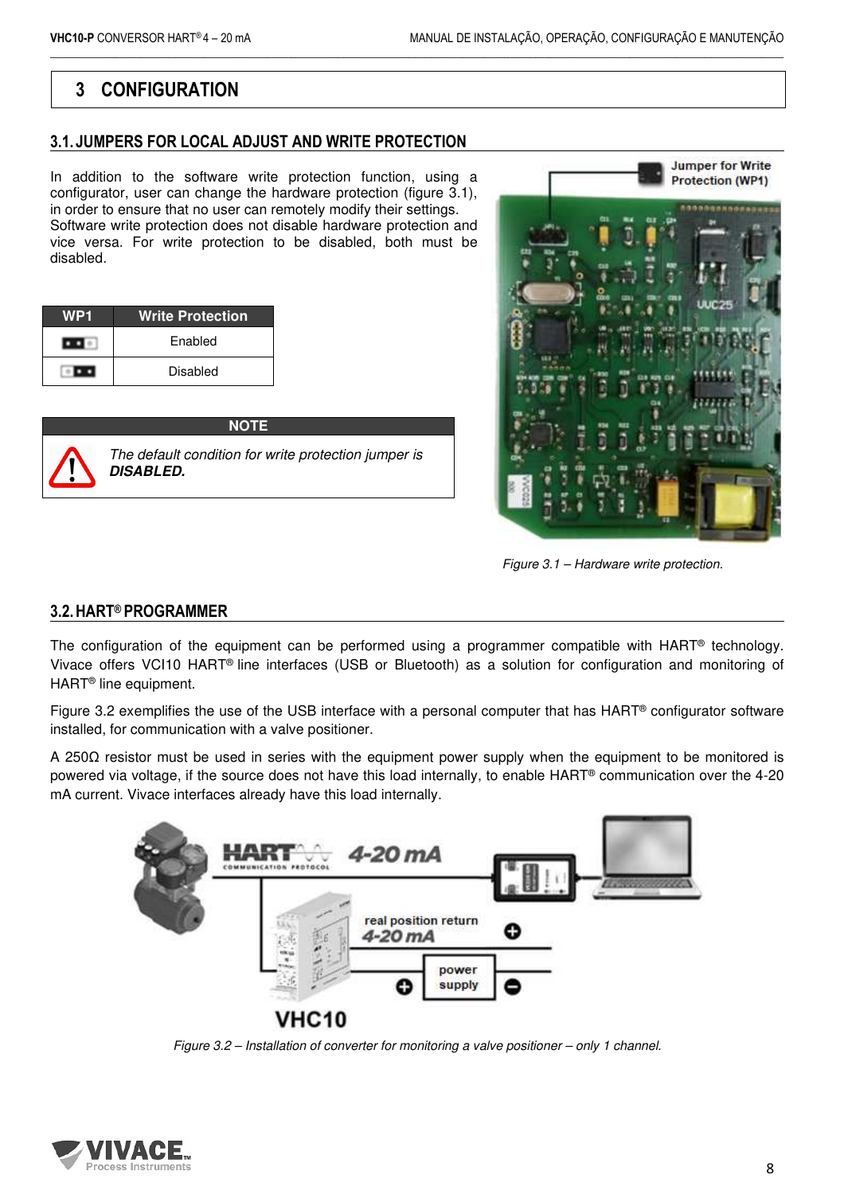# 3 CONFIGURATION

## 3.1. JUMPERS FOR LOCAL ADJUST AND WRITE PROTECTION

In addition to the software write protection function, using a configurator, user can change the hardware protection (figure 3.1), in order to ensure that no user can remotely modify their settings. Software write protection does not disable hardware protection and vice versa. For write protection to be disabled, both must be disabled.

| WP1 | Write Protection |
|---|---|
| ■■□ | Enabled |
| □■■ | Disabled |

| NOTE |
|---|
| *The default condition for write protection jumper is* ***DISABLED.*** |

Figure 3.1 – Hardware write protection.

## 3.2. HART® PROGRAMMER

The configuration of the equipment can be performed using a programmer compatible with HART® technology. Vivace offers VCI10 HART® line interfaces (USB or Bluetooth) as a solution for configuration and monitoring of HART® line equipment.

Figure 3.2 exemplifies the use of the USB interface with a personal computer that has HART® configurator software installed, for communication with a valve positioner.

A 250Ω resistor must be used in series with the equipment power supply when the equipment to be monitored is powered via voltage, if the source does not have this load internally, to enable HART® communication over the 4-20 mA current. Vivace interfaces already have this load internally.

*Figure 3.2 – Installation of converter for monitoring a valve positioner – only 1 channel.*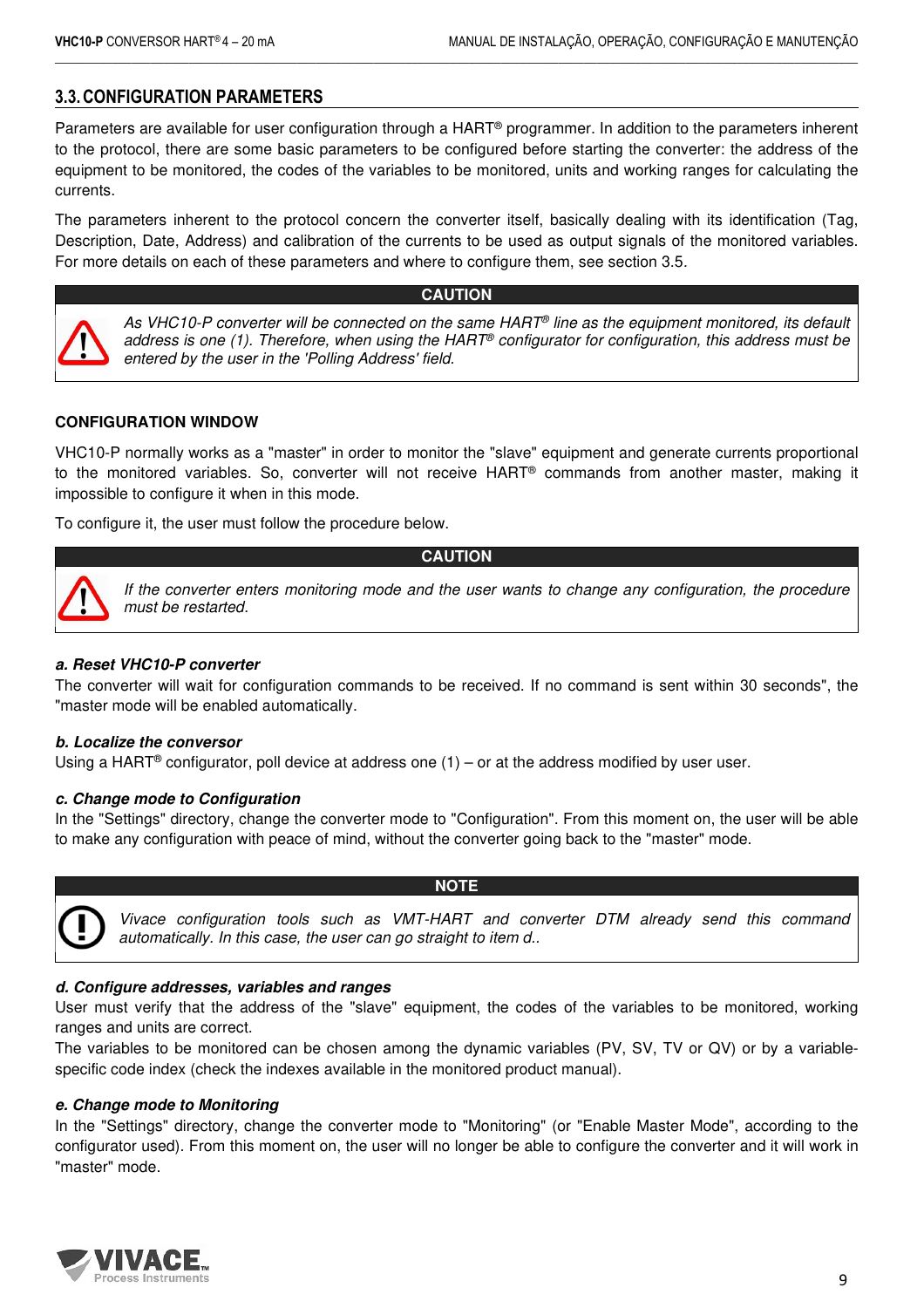## 3.3. CONFIGURATION PARAMETERS

Parameters are available for user configuration through a HART® programmer. In addition to the parameters inherent to the protocol, there are some basic parameters to be configured before starting the converter: the address of the equipment to be monitored, the codes of the variables to be monitored, units and working ranges for calculating the currents.

The parameters inherent to the protocol concern the converter itself, basically dealing with its identification (Tag, Description, Date, Address) and calibration of the currents to be used as output signals of the monitored variables. For more details on each of these parameters and where to configure them, see section 3.5.

> **CAUTION**
>
> *As VHC10-P converter will be connected on the same HART® line as the equipment monitored, its default address is one (1). Therefore, when using the HART® configurator for configuration, this address must be entered by the user in the 'Polling Address' field.*

**CONFIGURATION WINDOW**

VHC10-P normally works as a "master" in order to monitor the "slave" equipment and generate currents proportional to the monitored variables. So, converter will not receive HART® commands from another master, making it impossible to configure it when in this mode.

To configure it, the user must follow the procedure below.

> **CAUTION**
>
> *If the converter enters monitoring mode and the user wants to change any configuration, the procedure must be restarted.*

***a. Reset VHC10-P converter***

The converter will wait for configuration commands to be received. If no command is sent within 30 seconds", the "master mode will be enabled automatically.

***b. Localize the conversor***

Using a HART® configurator, poll device at address one (1) – or at the address modified by user user.

***c. Change mode to Configuration***

In the "Settings" directory, change the converter mode to "Configuration". From this moment on, the user will be able to make any configuration with peace of mind, without the converter going back to the "master" mode.

> **NOTE**
>
> *Vivace configuration tools such as VMT-HART and converter DTM already send this command automatically. In this case, the user can go straight to item d..*

***d. Configure addresses, variables and ranges***

User must verify that the address of the "slave" equipment, the codes of the variables to be monitored, working ranges and units are correct.

The variables to be monitored can be chosen among the dynamic variables (PV, SV, TV or QV) or by a variable-specific code index (check the indexes available in the monitored product manual).

***e. Change mode to Monitoring***

In the "Settings" directory, change the converter mode to "Monitoring" (or "Enable Master Mode", according to the configurator used). From this moment on, the user will no longer be able to configure the converter and it will work in "master" mode.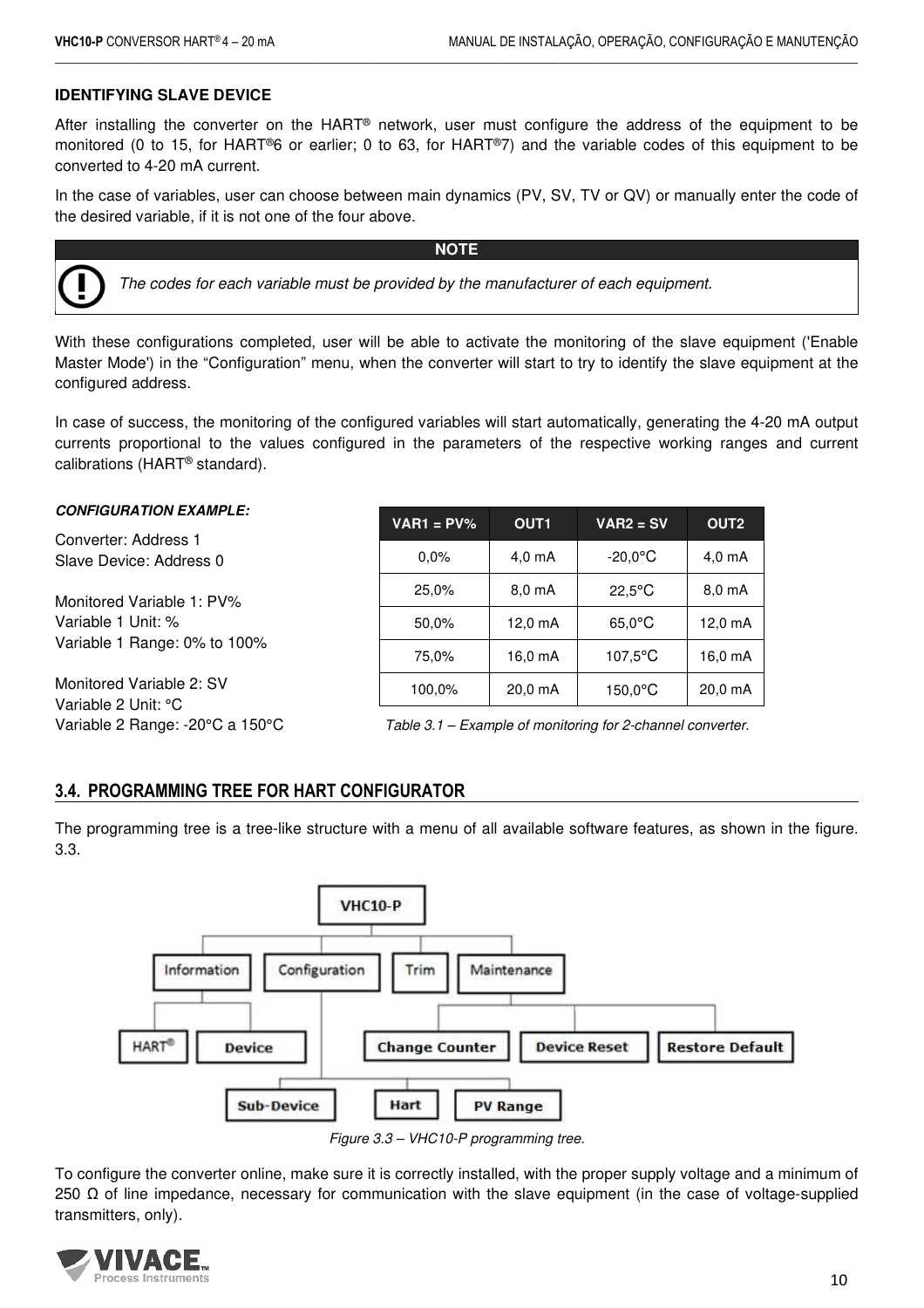**IDENTIFYING SLAVE DEVICE**

After installing the converter on the HART® network, user must configure the address of the equipment to be monitored (0 to 15, for HART®6 or earlier; 0 to 63, for HART®7) and the variable codes of this equipment to be converted to 4-20 mA current.

In the case of variables, user can choose between main dynamics (PV, SV, TV or QV) or manually enter the code of the desired variable, if it is not one of the four above.

| NOTE |
| --- |
| *The codes for each variable must be provided by the manufacturer of each equipment.* |

With these configurations completed, user will be able to activate the monitoring of the slave equipment ('Enable Master Mode') in the “Configuration” menu, when the converter will start to try to identify the slave equipment at the configured address.

In case of success, the monitoring of the configured variables will start automatically, generating the 4-20 mA output currents proportional to the values configured in the parameters of the respective working ranges and current calibrations (HART® standard).

***CONFIGURATION EXAMPLE:***

Converter: Address 1
Slave Device: Address 0

Monitored Variable 1: PV%
Variable 1 Unit: %
Variable 1 Range: 0% to 100%

Monitored Variable 2: SV
Variable 2 Unit: °C
Variable 2 Range: -20°C a 150°C

| VAR1 = PV% | OUT1 | VAR2 = SV | OUT2 |
| --- | --- | --- | --- |
| 0,0% | 4,0 mA | -20,0°C | 4,0 mA |
| 25,0% | 8,0 mA | 22,5°C | 8,0 mA |
| 50,0% | 12,0 mA | 65,0°C | 12,0 mA |
| 75,0% | 16,0 mA | 107,5°C | 16,0 mA |
| 100,0% | 20,0 mA | 150,0°C | 20,0 mA |

*Table 3.1 – Example of monitoring for 2-channel converter.*

## 3.4. PROGRAMMING TREE FOR HART CONFIGURATOR

The programming tree is a tree-like structure with a menu of all available software features, as shown in the figure. 3.3.

- VHC10-P
  - Information
    - HART®
    - Device
  - Configuration
    - Sub-Device
    - Hart
    - PV Range
  - Trim
  - Maintenance
    - Change Counter
    - Device Reset
    - Restore Default

*Figure 3.3 – VHC10-P programming tree.*

To configure the converter online, make sure it is correctly installed, with the proper supply voltage and a minimum of 250 Ω of line impedance, necessary for communication with the slave equipment (in the case of voltage-supplied transmitters, only).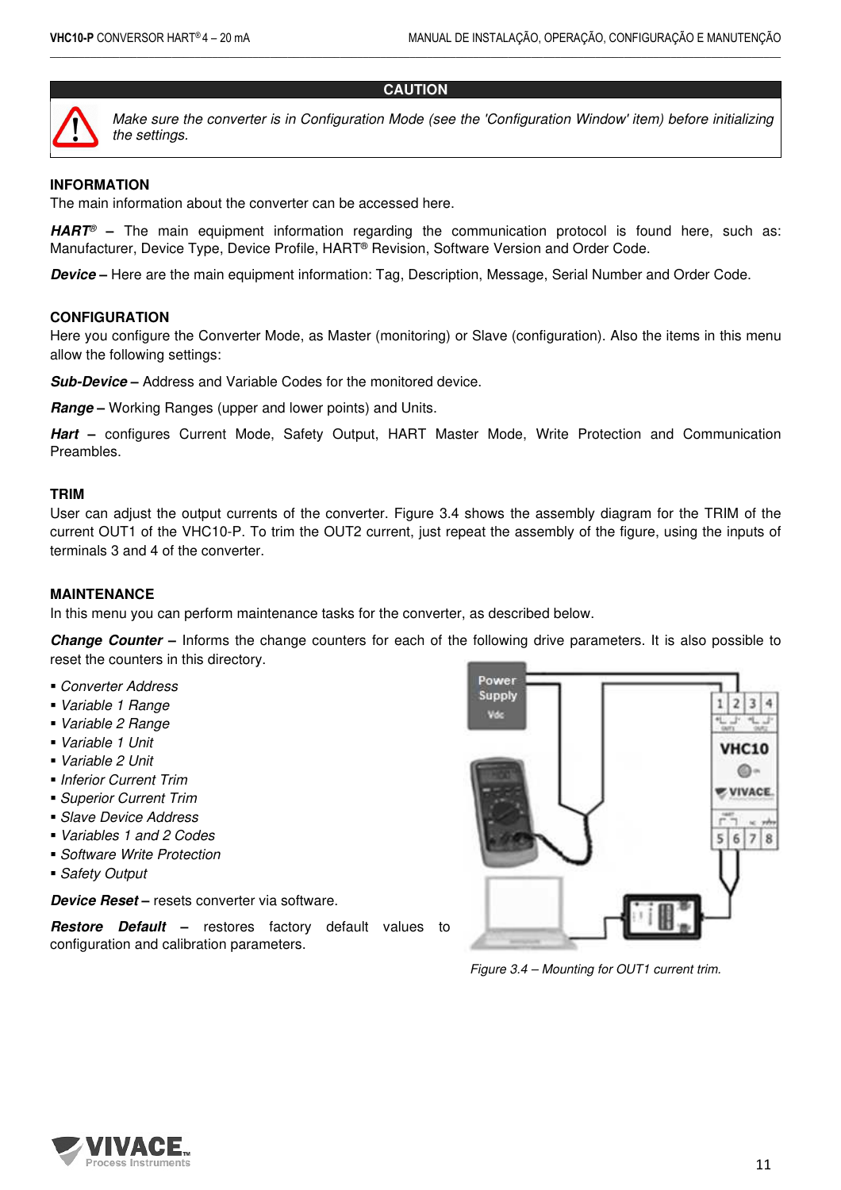**CAUTION**

*Make sure the converter is in Configuration Mode (see the 'Configuration Window' item) before initializing the settings.*

### INFORMATION

The main information about the converter can be accessed here.

***HART®*** **–** The main equipment information regarding the communication protocol is found here, such as: Manufacturer, Device Type, Device Profile, HART® Revision, Software Version and Order Code.

***Device*** **–** Here are the main equipment information: Tag, Description, Message, Serial Number and Order Code.

### CONFIGURATION

Here you configure the Converter Mode, as Master (monitoring) or Slave (configuration). Also the items in this menu allow the following settings:

***Sub-Device*** **–** Address and Variable Codes for the monitored device.

***Range*** **–** Working Ranges (upper and lower points) and Units.

***Hart*** **–** configures Current Mode, Safety Output, HART Master Mode, Write Protection and Communication Preambles.

### TRIM

User can adjust the output currents of the converter. Figure 3.4 shows the assembly diagram for the TRIM of the current OUT1 of the VHC10-P. To trim the OUT2 current, just repeat the assembly of the figure, using the inputs of terminals 3 and 4 of the converter.

### MAINTENANCE

In this menu you can perform maintenance tasks for the converter, as described below.

***Change Counter*** **–** Informs the change counters for each of the following drive parameters. It is also possible to reset the counters in this directory.

- *Converter Address*
- *Variable 1 Range*
- *Variable 2 Range*
- *Variable 1 Unit*
- *Variable 2 Unit*
- *Inferior Current Trim*
- *Superior Current Trim*
- *Slave Device Address*
- *Variables 1 and 2 Codes*
- *Software Write Protection*
- *Safety Output*

***Device Reset*** **–** resets converter via software.

***Restore Default*** **–** restores factory default values to configuration and calibration parameters.

*Figure 3.4 – Mounting for OUT1 current trim.*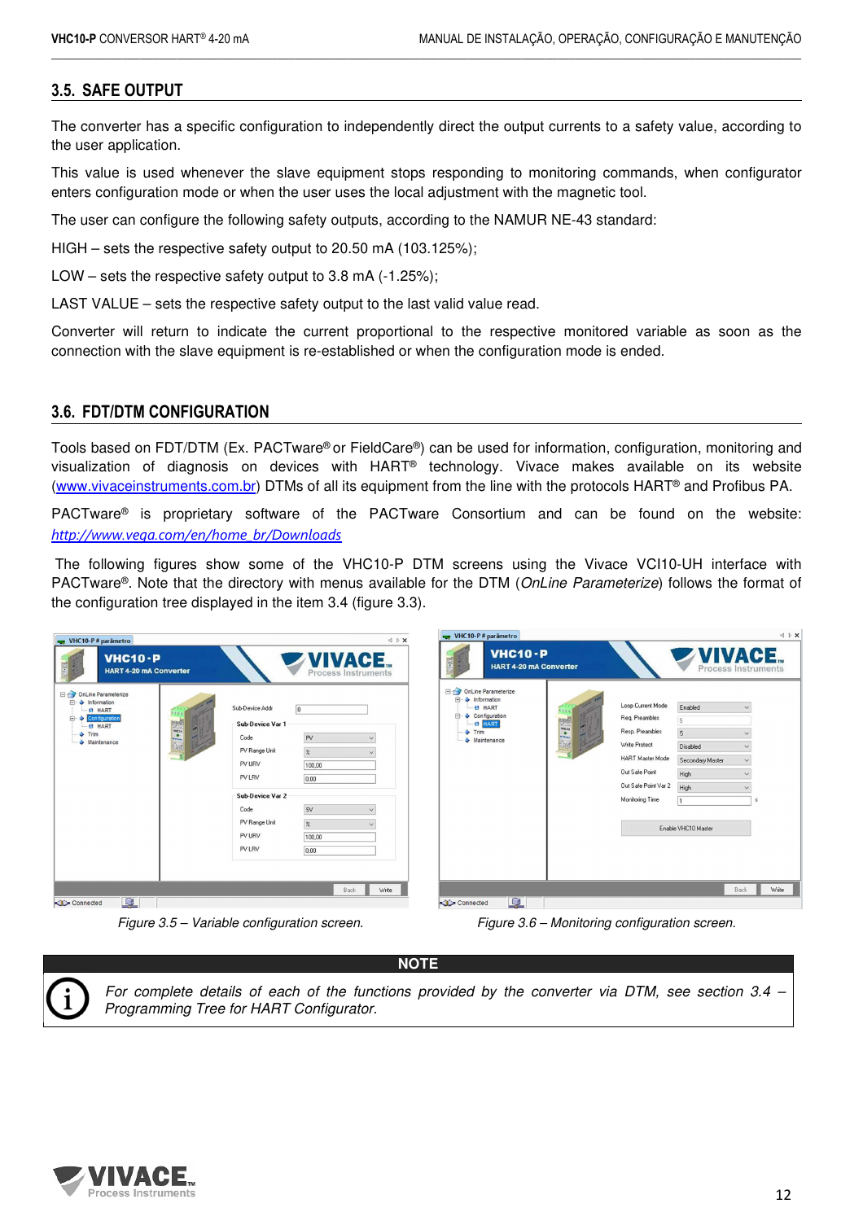## 3.5. SAFE OUTPUT

The converter has a specific configuration to independently direct the output currents to a safety value, according to the user application.

This value is used whenever the slave equipment stops responding to monitoring commands, when configurator enters configuration mode or when the user uses the local adjustment with the magnetic tool.

The user can configure the following safety outputs, according to the NAMUR NE-43 standard:

HIGH – sets the respective safety output to 20.50 mA (103.125%);

LOW – sets the respective safety output to 3.8 mA (-1.25%);

LAST VALUE – sets the respective safety output to the last valid value read.

Converter will return to indicate the current proportional to the respective monitored variable as soon as the connection with the slave equipment is re-established or when the configuration mode is ended.

## 3.6. FDT/DTM CONFIGURATION

Tools based on FDT/DTM (Ex. PACTware® or FieldCare®) can be used for information, configuration, monitoring and visualization of diagnosis on devices with HART® technology. Vivace makes available on its website (www.vivaceinstruments.com.br) DTMs of all its equipment from the line with the protocols HART® and Profibus PA.

PACTware® is proprietary software of the PACTware Consortium and can be found on the website: *http://www.vega.com/en/home_br/Downloads*

The following figures show some of the VHC10-P DTM screens using the Vivace VCI10-UH interface with PACTware®. Note that the directory with menus available for the DTM (*OnLine Parameterize*) follows the format of the configuration tree displayed in the item 3.4 (figure 3.3).

*Figure 3.5 – Variable configuration screen.*

*Figure 3.6 – Monitoring configuration screen.*

**NOTE**

*For complete details of each of the functions provided by the converter via DTM, see section 3.4 – Programming Tree for HART Configurator.*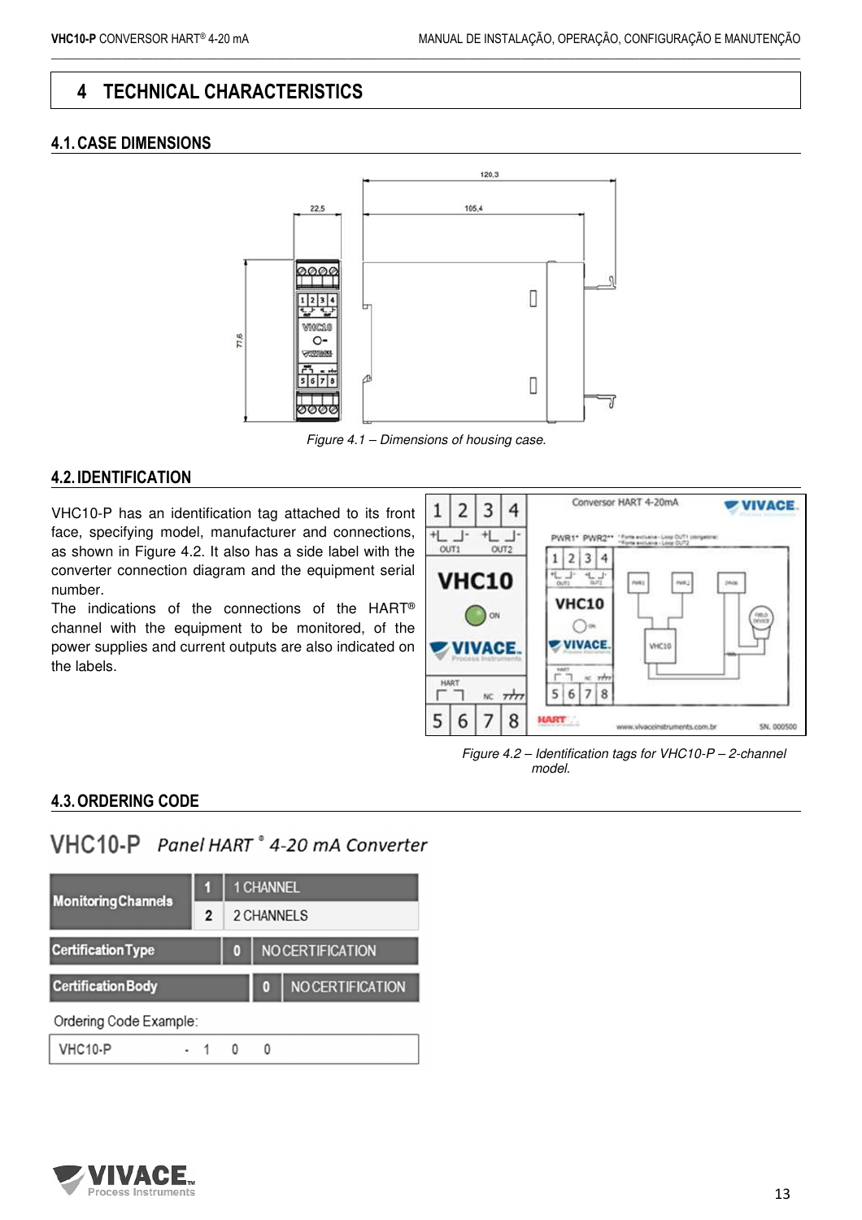# 4 TECHNICAL CHARACTERISTICS

## 4.1. CASE DIMENSIONS

*Figure 4.1 – Dimensions of housing case.*

## 4.2. IDENTIFICATION

VHC10-P has an identification tag attached to its front face, specifying model, manufacturer and connections, as shown in Figure 4.2. It also has a side label with the converter connection diagram and the equipment serial number.

The indications of the connections of the HART® channel with the equipment to be monitored, of the power supplies and current outputs are also indicated on the labels.

*Figure 4.2 – Identification tags for VHC10-P – 2-channel model.*

## 4.3. ORDERING CODE

**VHC10-P** *Panel HART ® 4-20 mA Converter*

| Monitoring Channels | 1 | 1 CHANNEL |
|---|---|---|
| | 2 | 2 CHANNELS |
| Certification Type | 0 | NO CERTIFICATION |
| Certification Body | 0 | NO CERTIFICATION |

Ordering Code Example:

| VHC10-P | - | 1 | 0 | 0 |
|---|---|---|---|---|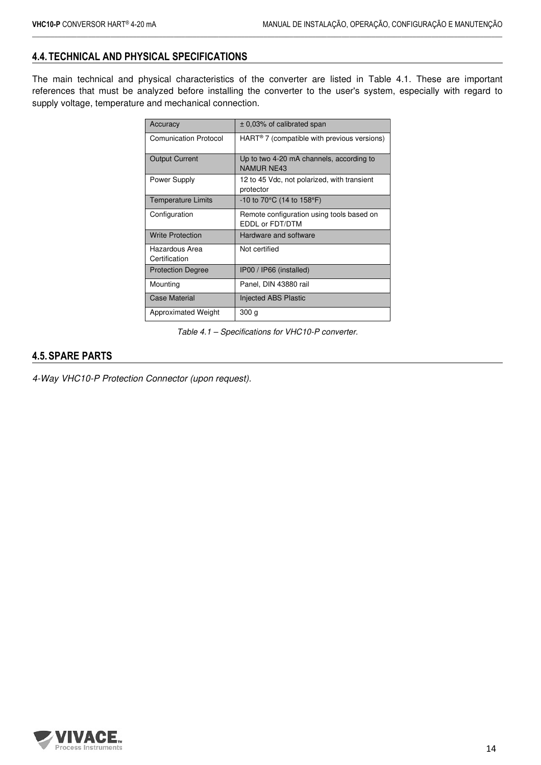## 4.4. TECHNICAL AND PHYSICAL SPECIFICATIONS

The main technical and physical characteristics of the converter are listed in Table 4.1. These are important references that must be analyzed before installing the converter to the user's system, especially with regard to supply voltage, temperature and mechanical connection.

| | |
|---|---|
| Accuracy | ± 0,03% of calibrated span |
| Comunication Protocol | HART® 7 (compatible with previous versions) |
| Output Current | Up to two 4-20 mA channels, according to NAMUR NE43 |
| Power Supply | 12 to 45 Vdc, not polarized, with transient protector |
| Temperature Limits | -10 to 70°C (14 to 158°F) |
| Configuration | Remote configuration using tools based on EDDL or FDT/DTM |
| Write Protection | Hardware and software |
| Hazardous Area Certification | Not certified |
| Protection Degree | IP00 / IP66 (installed) |
| Mounting | Panel, DIN 43880 rail |
| Case Material | Injected ABS Plastic |
| Approximated Weight | 300 g |

*Table 4.1 – Specifications for VHC10-P converter.*

## 4.5. SPARE PARTS

*4-Way VHC10-P Protection Connector (upon request).*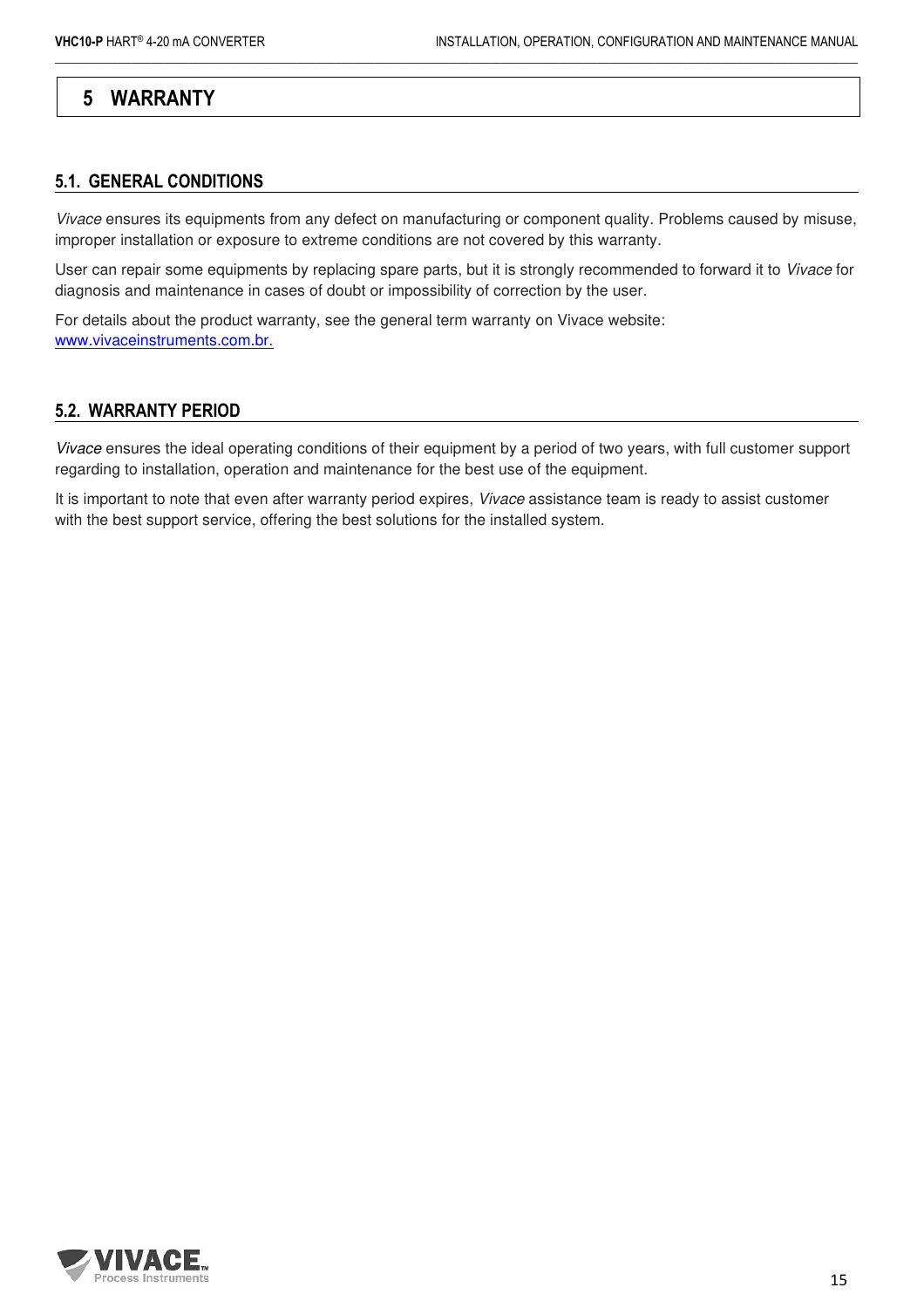# 5 WARRANTY

## 5.1. GENERAL CONDITIONS

*Vivace* ensures its equipments from any defect on manufacturing or component quality. Problems caused by misuse, improper installation or exposure to extreme conditions are not covered by this warranty.

User can repair some equipments by replacing spare parts, but it is strongly recommended to forward it to *Vivace* for diagnosis and maintenance in cases of doubt or impossibility of correction by the user.

For details about the product warranty, see the general term warranty on Vivace website: [www.vivaceinstruments.com.br.](www.vivaceinstruments.com.br)

## 5.2. WARRANTY PERIOD

*Vivace* ensures the ideal operating conditions of their equipment by a period of two years, with full customer support regarding to installation, operation and maintenance for the best use of the equipment.

It is important to note that even after warranty period expires, *Vivace* assistance team is ready to assist customer with the best support service, offering the best solutions for the installed system.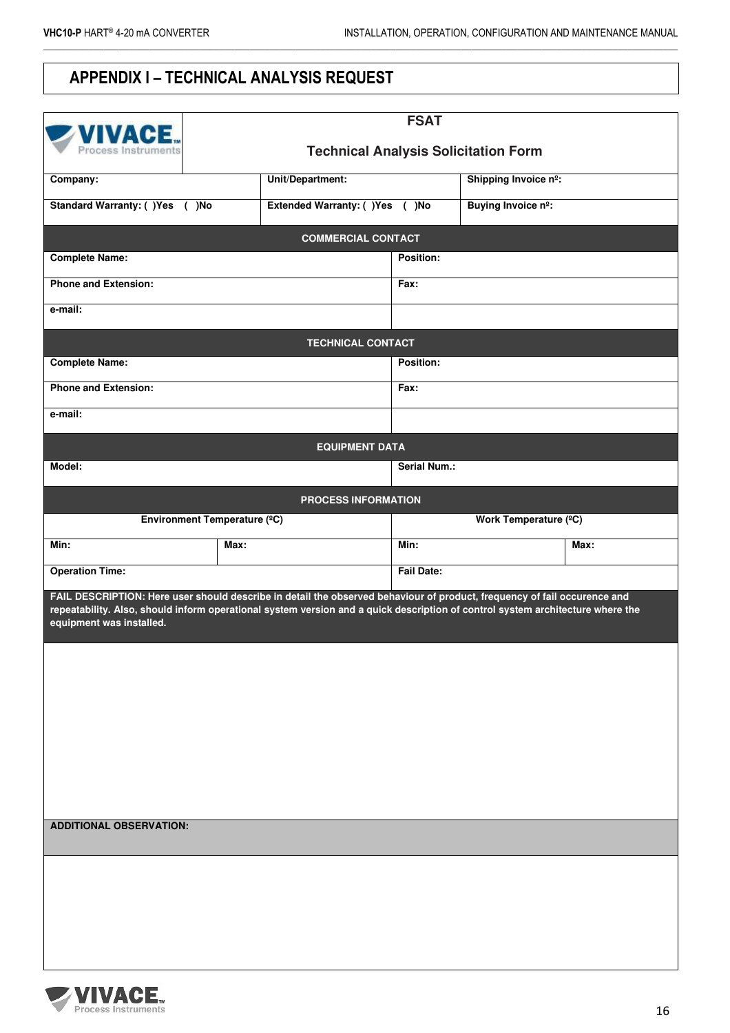# APPENDIX I – TECHNICAL ANALYSIS REQUEST

**FSAT**

**Technical Analysis Solicitation Form**

| | | |
|---|---|---|
| **Company:** | **Unit/Department:** | **Shipping Invoice nº:** |
| **Standard Warranty: ( )Yes ( )No** | **Extended Warranty: ( )Yes ( )No** | **Buying Invoice nº:** |

| **COMMERCIAL CONTACT** | |
|---|---|
| **Complete Name:** | **Position:** |
| **Phone and Extension:** | **Fax:** |
| **e-mail:** | |

| **TECHNICAL CONTACT** | |
|---|---|
| **Complete Name:** | **Position:** |
| **Phone and Extension:** | **Fax:** |
| **e-mail:** | |

| **EQUIPMENT DATA** | |
|---|---|
| **Model:** | **Serial Num.:** |

| **PROCESS INFORMATION** | | | |
|---|---|---|---|
| **Environment Temperature (ºC)** | | **Work Temperature (ºC)** | |
| **Min:** | **Max:** | **Min:** | **Max:** |
| **Operation Time:** | | **Fail Date:** | |

**FAIL DESCRIPTION: Here user should describe in detail the observed behaviour of product, frequency of fail occurence and repeatability. Also, should inform operational system version and a quick description of control system architecture where the equipment was installed.**

**ADDITIONAL OBSERVATION:**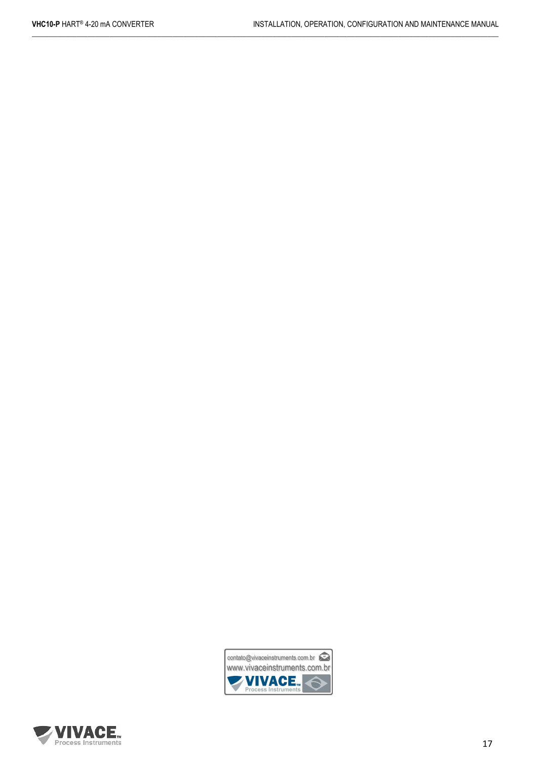contato@vivaceinstruments.com.br

www.vivaceinstruments.com.br